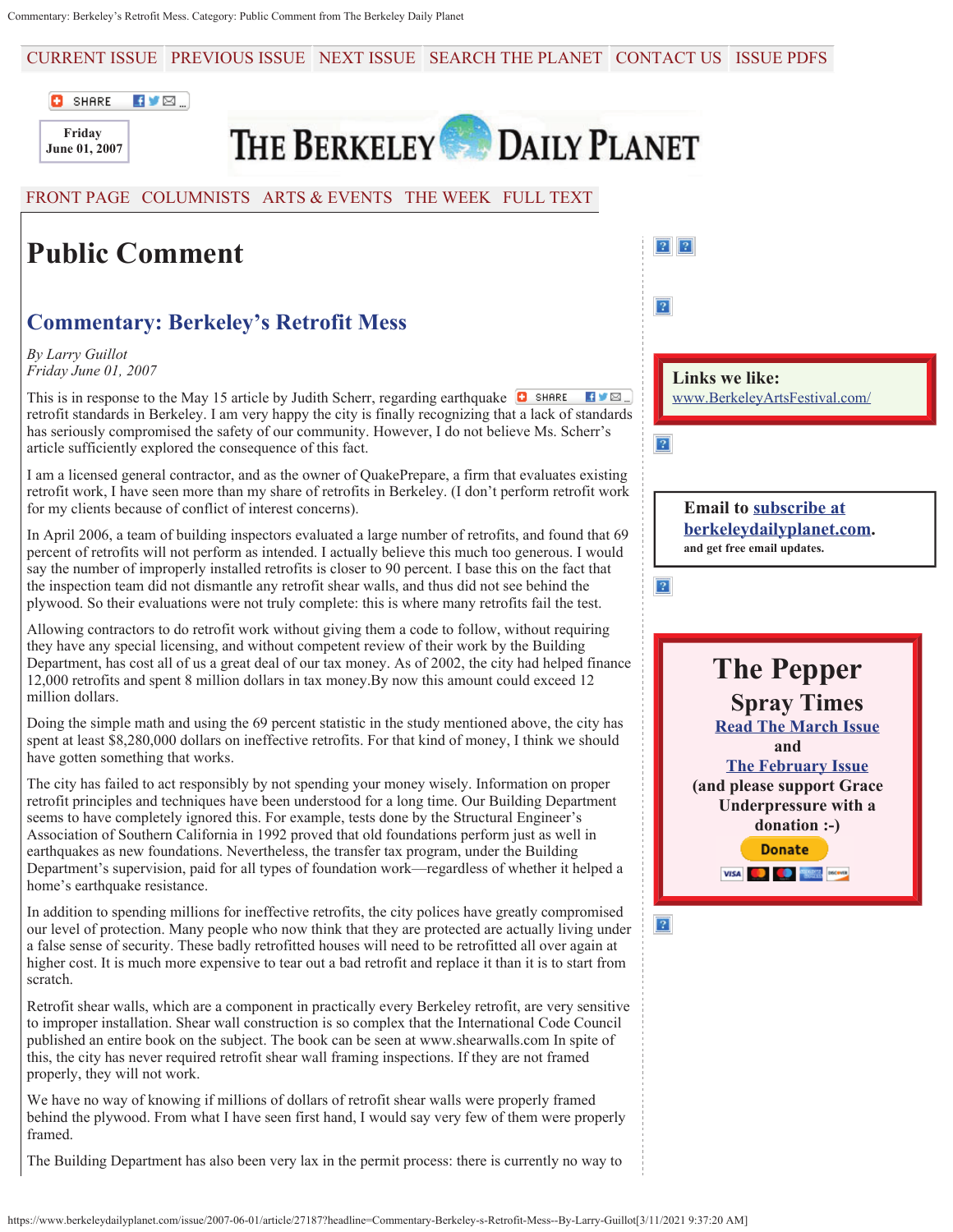# Public Comment

## Commentary: Berkeley's Retrofit Mess

*By Larry Guillot*
*Friday June 01, 2007*

This is in response to the May 15 article by Judith Scherr, regarding earthquake retrofit standards in Berkeley. I am very happy the city is finally recognizing that a lack of standards has seriously compromised the safety of our community. However, I do not believe Ms. Scherr's article sufficiently explored the consequence of this fact.

I am a licensed general contractor, and as the owner of QuakePrepare, a firm that evaluates existing retrofit work, I have seen more than my share of retrofits in Berkeley. (I don't perform retrofit work for my clients because of conflict of interest concerns).

In April 2006, a team of building inspectors evaluated a large number of retrofits, and found that 69 percent of retrofits will not perform as intended. I actually believe this much too generous. I would say the number of improperly installed retrofits is closer to 90 percent. I base this on the fact that the inspection team did not dismantle any retrofit shear walls, and thus did not see behind the plywood. So their evaluations were not truly complete: this is where many retrofits fail the test.

Allowing contractors to do retrofit work without giving them a code to follow, without requiring they have any special licensing, and without competent review of their work by the Building Department, has cost all of us a great deal of our tax money. As of 2002, the city had helped finance 12,000 retrofits and spent 8 million dollars in tax money.By now this amount could exceed 12 million dollars.

Doing the simple math and using the 69 percent statistic in the study mentioned above, the city has spent at least $8,280,000 dollars on ineffective retrofits. For that kind of money, I think we should have gotten something that works.

The city has failed to act responsibly by not spending your money wisely. Information on proper retrofit principles and techniques have been understood for a long time. Our Building Department seems to have completely ignored this. For example, tests done by the Structural Engineer's Association of Southern California in 1992 proved that old foundations perform just as well in earthquakes as new foundations. Nevertheless, the transfer tax program, under the Building Department's supervision, paid for all types of foundation work—regardless of whether it helped a home's earthquake resistance.

In addition to spending millions for ineffective retrofits, the city polices have greatly compromised our level of protection. Many people who now think that they are protected are actually living under a false sense of security. These badly retrofitted houses will need to be retrofitted all over again at higher cost. It is much more expensive to tear out a bad retrofit and replace it than it is to start from scratch.

Retrofit shear walls, which are a component in practically every Berkeley retrofit, are very sensitive to improper installation. Shear wall construction is so complex that the International Code Council published an entire book on the subject. The book can be seen at www.shearwalls.com In spite of this, the city has never required retrofit shear wall framing inspections. If they are not framed properly, they will not work.

We have no way of knowing if millions of dollars of retrofit shear walls were properly framed behind the plywood. From what I have seen first hand, I would say very few of them were properly framed.

The Building Department has also been very lax in the permit process: there is currently no way to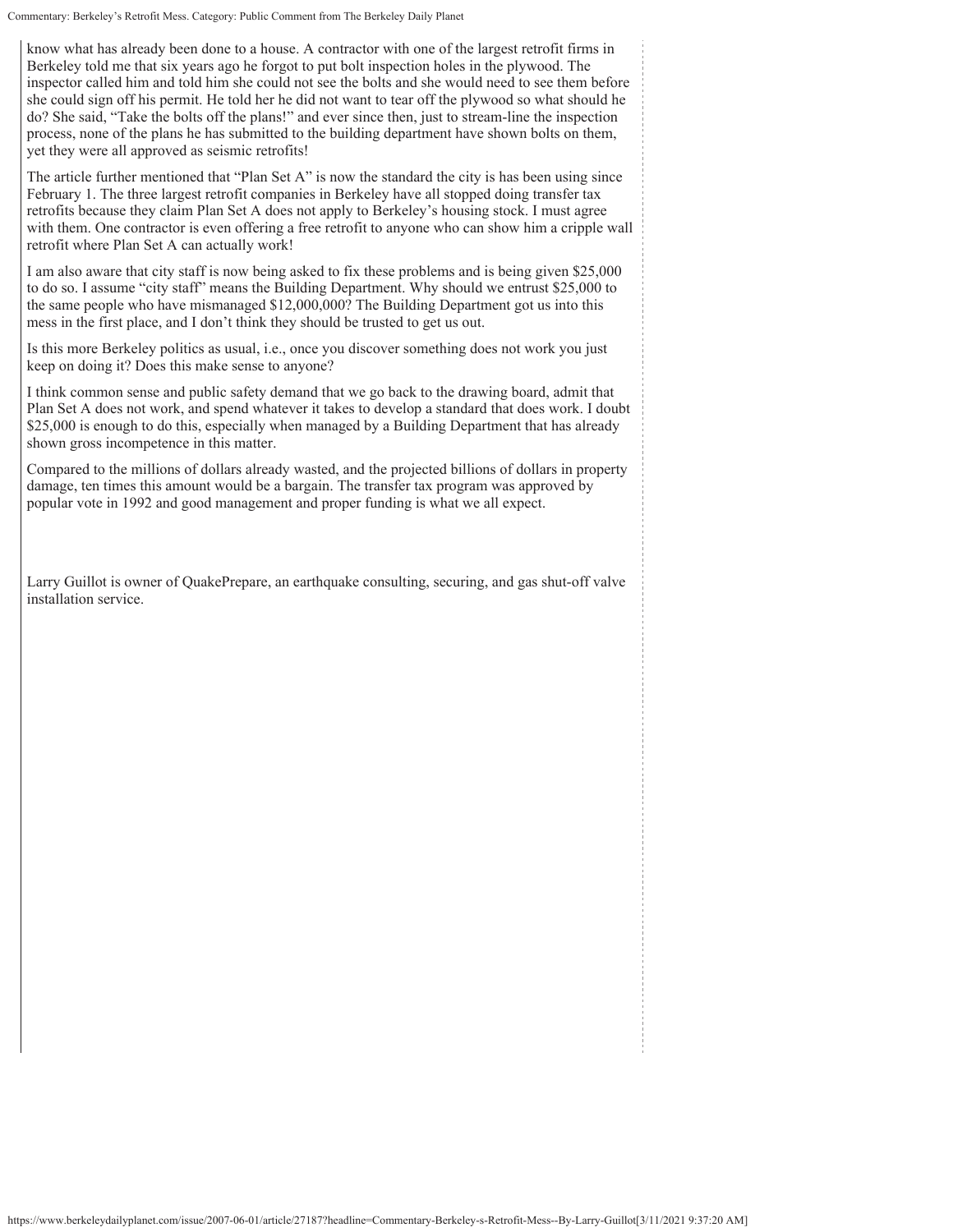know what has already been done to a house. A contractor with one of the largest retrofit firms in Berkeley told me that six years ago he forgot to put bolt inspection holes in the plywood. The inspector called him and told him she could not see the bolts and she would need to see them before she could sign off his permit. He told her he did not want to tear off the plywood so what should he do? She said, "Take the bolts off the plans!" and ever since then, just to stream-line the inspection process, none of the plans he has submitted to the building department have shown bolts on them, yet they were all approved as seismic retrofits!

The article further mentioned that "Plan Set A" is now the standard the city is has been using since February 1. The three largest retrofit companies in Berkeley have all stopped doing transfer tax retrofits because they claim Plan Set A does not apply to Berkeley's housing stock. I must agree with them. One contractor is even offering a free retrofit to anyone who can show him a cripple wall retrofit where Plan Set A can actually work!

I am also aware that city staff is now being asked to fix these problems and is being given $25,000 to do so. I assume "city staff" means the Building Department. Why should we entrust $25,000 to the same people who have mismanaged $12,000,000? The Building Department got us into this mess in the first place, and I don't think they should be trusted to get us out.

Is this more Berkeley politics as usual, i.e., once you discover something does not work you just keep on doing it? Does this make sense to anyone?

I think common sense and public safety demand that we go back to the drawing board, admit that Plan Set A does not work, and spend whatever it takes to develop a standard that does work. I doubt $25,000 is enough to do this, especially when managed by a Building Department that has already shown gross incompetence in this matter.

Compared to the millions of dollars already wasted, and the projected billions of dollars in property damage, ten times this amount would be a bargain. The transfer tax program was approved by popular vote in 1992 and good management and proper funding is what we all expect.

Larry Guillot is owner of QuakePrepare, an earthquake consulting, securing, and gas shut-off valve installation service.